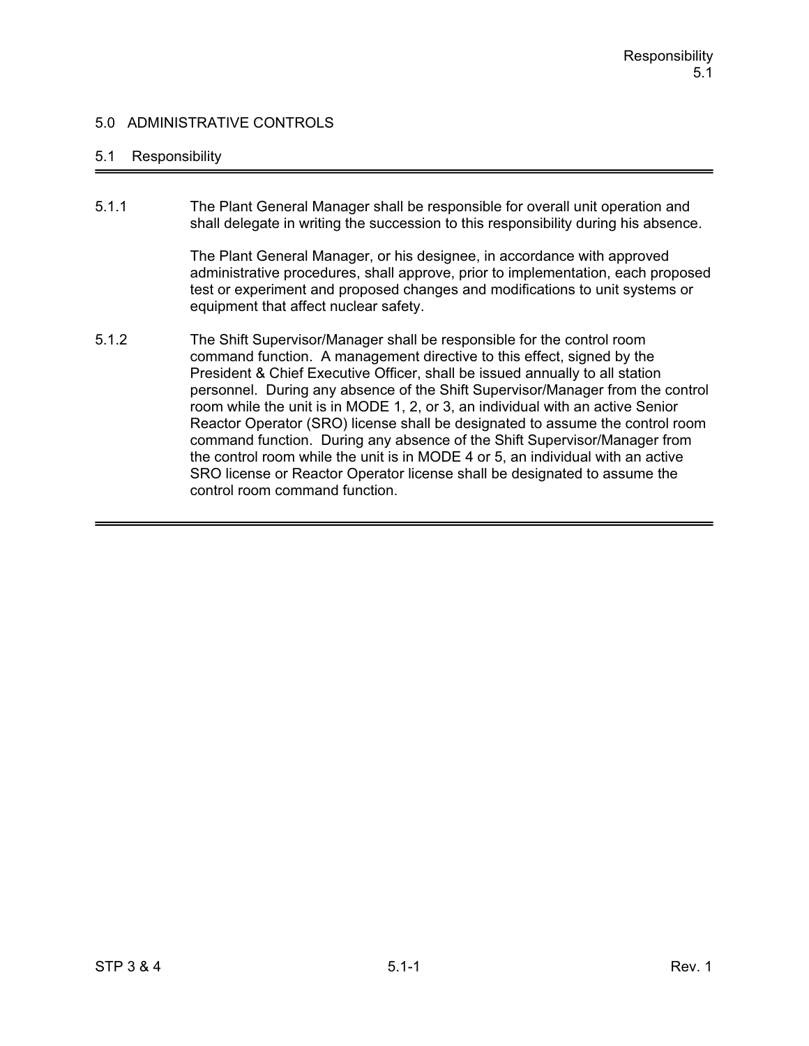# 5.0 ADMINISTRATIVE CONTROLS

## 5.1 Responsibility

5.1.1 The Plant General Manager shall be responsible for overall unit operation and shall delegate in writing the succession to this responsibility during his absence.

The Plant General Manager, or his designee, in accordance with approved administrative procedures, shall approve, prior to implementation, each proposed test or experiment and proposed changes and modifications to unit systems or equipment that affect nuclear safety.

5.1.2 The Shift Supervisor/Manager shall be responsible for the control room command function. A management directive to this effect, signed by the President & Chief Executive Officer, shall be issued annually to all station personnel. During any absence of the Shift Supervisor/Manager from the control room while the unit is in MODE 1, 2, or 3, an individual with an active Senior Reactor Operator (SRO) license shall be designated to assume the control room command function. During any absence of the Shift Supervisor/Manager from the control room while the unit is in MODE 4 or 5, an individual with an active SRO license or Reactor Operator license shall be designated to assume the control room command function.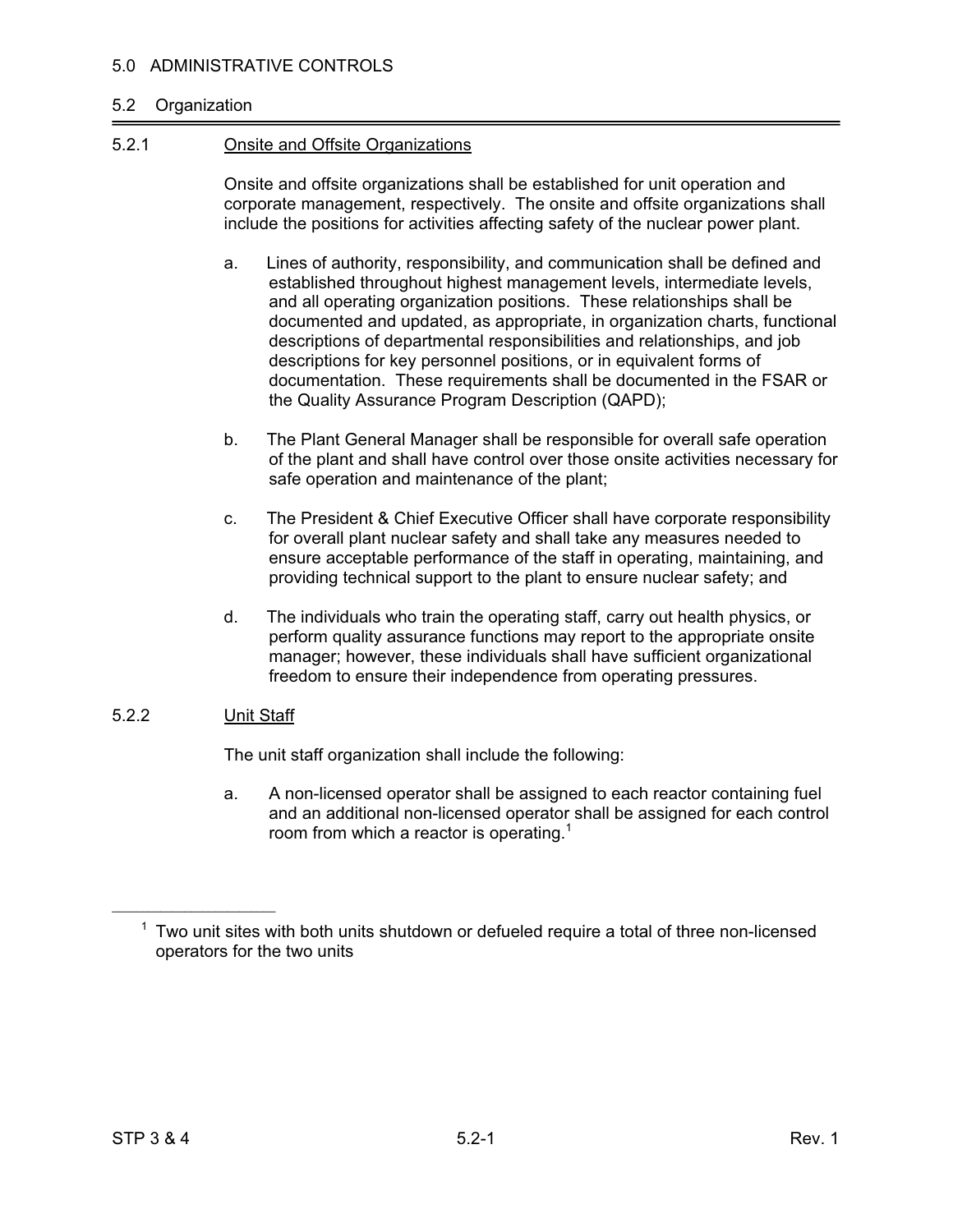# 5.0 ADMINISTRATIVE CONTROLS

## 5.2 Organization

### 5.2.1 Onsite and Offsite Organizations

Onsite and offsite organizations shall be established for unit operation and corporate management, respectively. The onsite and offsite organizations shall include the positions for activities affecting safety of the nuclear power plant.

a. Lines of authority, responsibility, and communication shall be defined and established throughout highest management levels, intermediate levels, and all operating organization positions. These relationships shall be documented and updated, as appropriate, in organization charts, functional descriptions of departmental responsibilities and relationships, and job descriptions for key personnel positions, or in equivalent forms of documentation. These requirements shall be documented in the FSAR or the Quality Assurance Program Description (QAPD);

b. The Plant General Manager shall be responsible for overall safe operation of the plant and shall have control over those onsite activities necessary for safe operation and maintenance of the plant;

c. The President & Chief Executive Officer shall have corporate responsibility for overall plant nuclear safety and shall take any measures needed to ensure acceptable performance of the staff in operating, maintaining, and providing technical support to the plant to ensure nuclear safety; and

d. The individuals who train the operating staff, carry out health physics, or perform quality assurance functions may report to the appropriate onsite manager; however, these individuals shall have sufficient organizational freedom to ensure their independence from operating pressures.

### 5.2.2 Unit Staff

The unit staff organization shall include the following:

a. A non-licensed operator shall be assigned to each reactor containing fuel and an additional non-licensed operator shall be assigned for each control room from which a reactor is operating.[1]

---

[1] Two unit sites with both units shutdown or defueled require a total of three non-licensed operators for the two units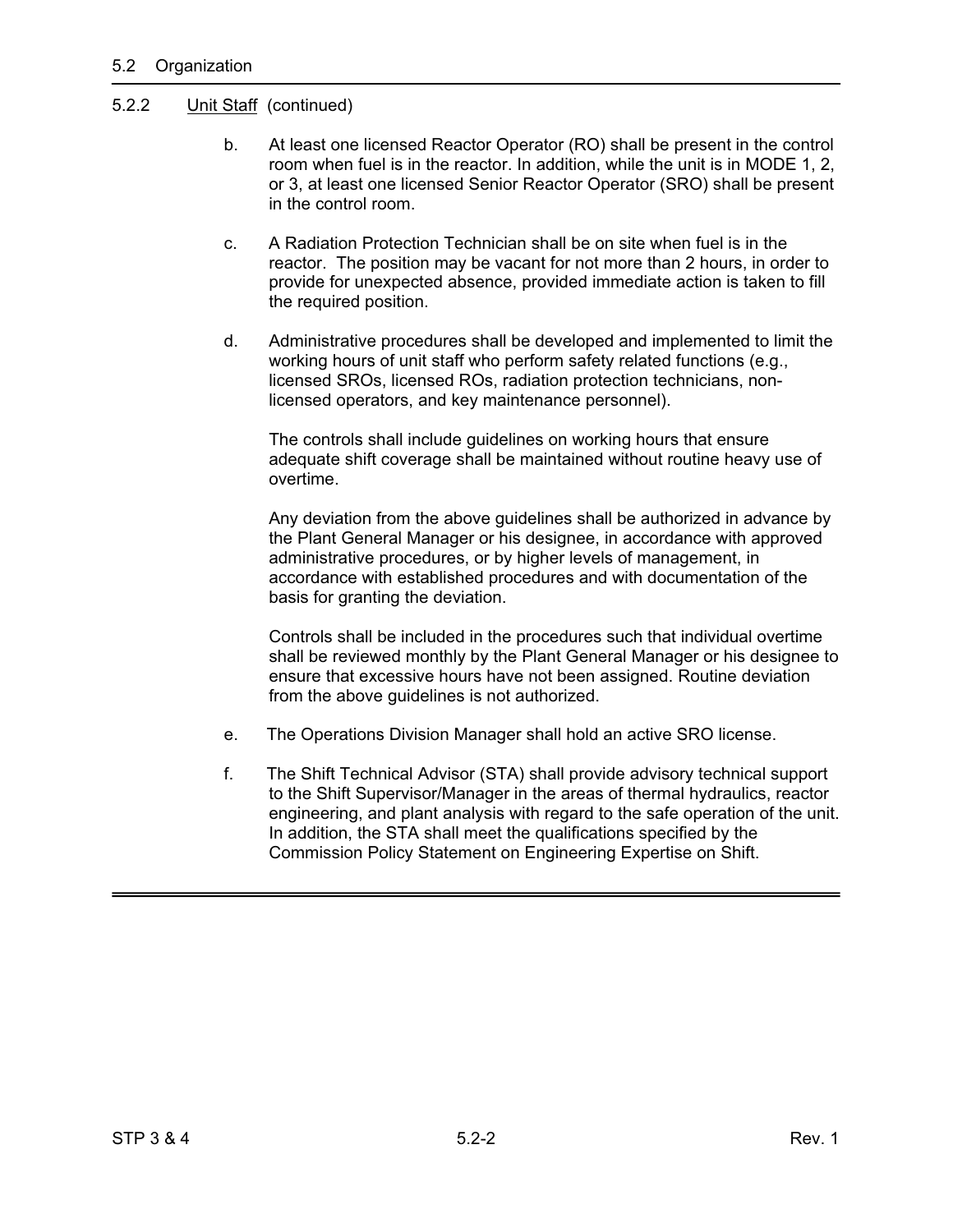## 5.2 Organization

### 5.2.2 Unit Staff (continued)

b. At least one licensed Reactor Operator (RO) shall be present in the control room when fuel is in the reactor. In addition, while the unit is in MODE 1, 2, or 3, at least one licensed Senior Reactor Operator (SRO) shall be present in the control room.

c. A Radiation Protection Technician shall be on site when fuel is in the reactor. The position may be vacant for not more than 2 hours, in order to provide for unexpected absence, provided immediate action is taken to fill the required position.

d. Administrative procedures shall be developed and implemented to limit the working hours of unit staff who perform safety related functions (e.g., licensed SROs, licensed ROs, radiation protection technicians, non-licensed operators, and key maintenance personnel).

   The controls shall include guidelines on working hours that ensure adequate shift coverage shall be maintained without routine heavy use of overtime.

   Any deviation from the above guidelines shall be authorized in advance by the Plant General Manager or his designee, in accordance with approved administrative procedures, or by higher levels of management, in accordance with established procedures and with documentation of the basis for granting the deviation.

   Controls shall be included in the procedures such that individual overtime shall be reviewed monthly by the Plant General Manager or his designee to ensure that excessive hours have not been assigned. Routine deviation from the above guidelines is not authorized.

e. The Operations Division Manager shall hold an active SRO license.

f. The Shift Technical Advisor (STA) shall provide advisory technical support to the Shift Supervisor/Manager in the areas of thermal hydraulics, reactor engineering, and plant analysis with regard to the safe operation of the unit. In addition, the STA shall meet the qualifications specified by the Commission Policy Statement on Engineering Expertise on Shift.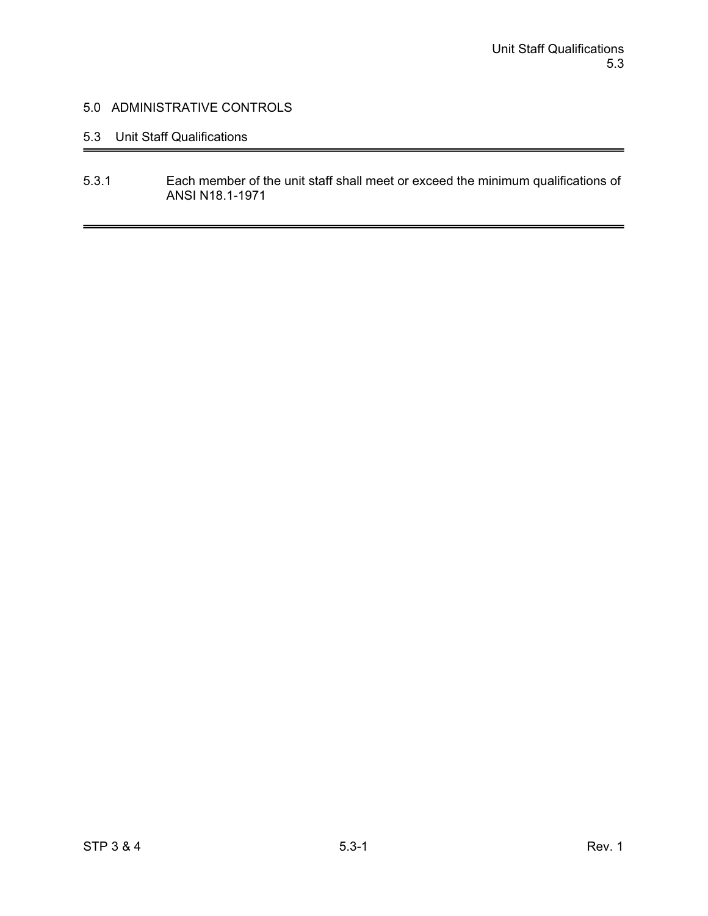## 5.0 ADMINISTRATIVE CONTROLS

### 5.3 Unit Staff Qualifications

5.3.1 Each member of the unit staff shall meet or exceed the minimum qualifications of ANSI N18.1-1971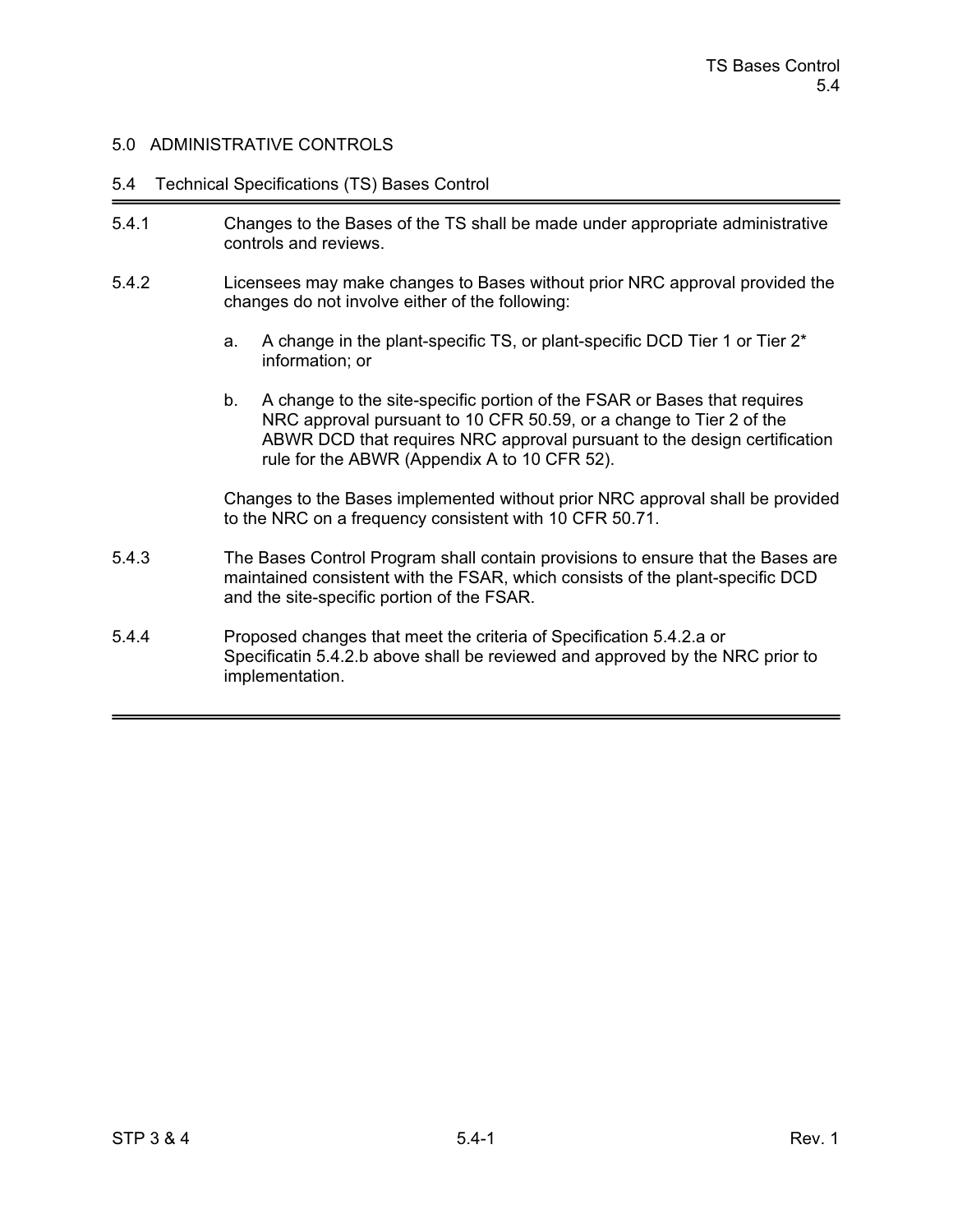# 5.0 ADMINISTRATIVE CONTROLS

## 5.4 Technical Specifications (TS) Bases Control

5.4.1 Changes to the Bases of the TS shall be made under appropriate administrative controls and reviews.

5.4.2 Licensees may make changes to Bases without prior NRC approval provided the changes do not involve either of the following:

a. A change in the plant-specific TS, or plant-specific DCD Tier 1 or Tier 2* information; or

b. A change to the site-specific portion of the FSAR or Bases that requires NRC approval pursuant to 10 CFR 50.59, or a change to Tier 2 of the ABWR DCD that requires NRC approval pursuant to the design certification rule for the ABWR (Appendix A to 10 CFR 52).

Changes to the Bases implemented without prior NRC approval shall be provided to the NRC on a frequency consistent with 10 CFR 50.71.

5.4.3 The Bases Control Program shall contain provisions to ensure that the Bases are maintained consistent with the FSAR, which consists of the plant-specific DCD and the site-specific portion of the FSAR.

5.4.4 Proposed changes that meet the criteria of Specification 5.4.2.a or Specificatin 5.4.2.b above shall be reviewed and approved by the NRC prior to implementation.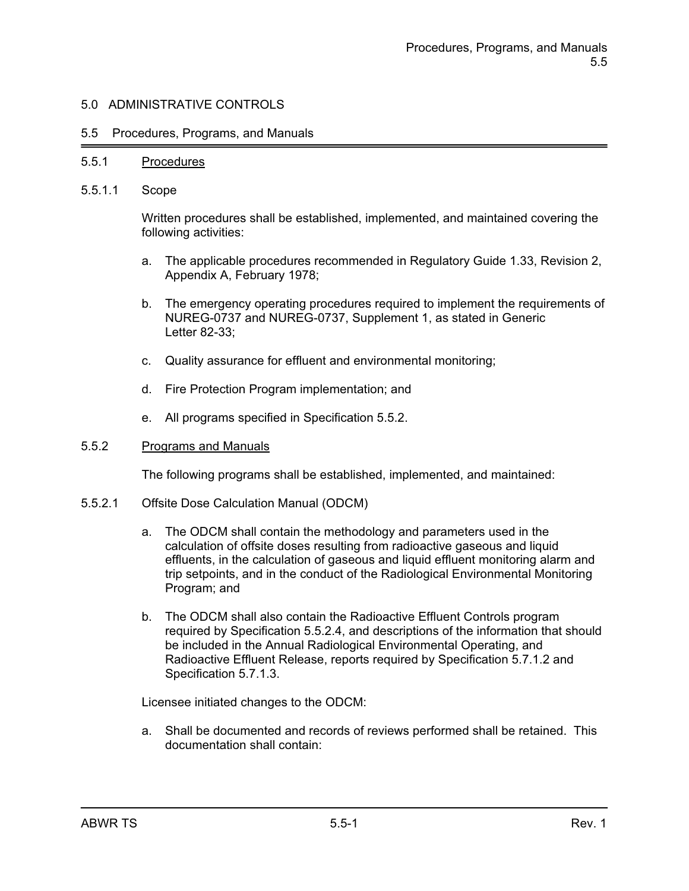# 5.0 ADMINISTRATIVE CONTROLS

## 5.5 Procedures, Programs, and Manuals

### 5.5.1 Procedures

#### 5.5.1.1 Scope

Written procedures shall be established, implemented, and maintained covering the following activities:

a. The applicable procedures recommended in Regulatory Guide 1.33, Revision 2, Appendix A, February 1978;

b. The emergency operating procedures required to implement the requirements of NUREG-0737 and NUREG-0737, Supplement 1, as stated in Generic Letter 82-33;

c. Quality assurance for effluent and environmental monitoring;

d. Fire Protection Program implementation; and

e. All programs specified in Specification 5.5.2.

### 5.5.2 Programs and Manuals

The following programs shall be established, implemented, and maintained:

#### 5.5.2.1 Offsite Dose Calculation Manual (ODCM)

a. The ODCM shall contain the methodology and parameters used in the calculation of offsite doses resulting from radioactive gaseous and liquid effluents, in the calculation of gaseous and liquid effluent monitoring alarm and trip setpoints, and in the conduct of the Radiological Environmental Monitoring Program; and

b. The ODCM shall also contain the Radioactive Effluent Controls program required by Specification 5.5.2.4, and descriptions of the information that should be included in the Annual Radiological Environmental Operating, and Radioactive Effluent Release, reports required by Specification 5.7.1.2 and Specification 5.7.1.3.

Licensee initiated changes to the ODCM:

a. Shall be documented and records of reviews performed shall be retained. This documentation shall contain: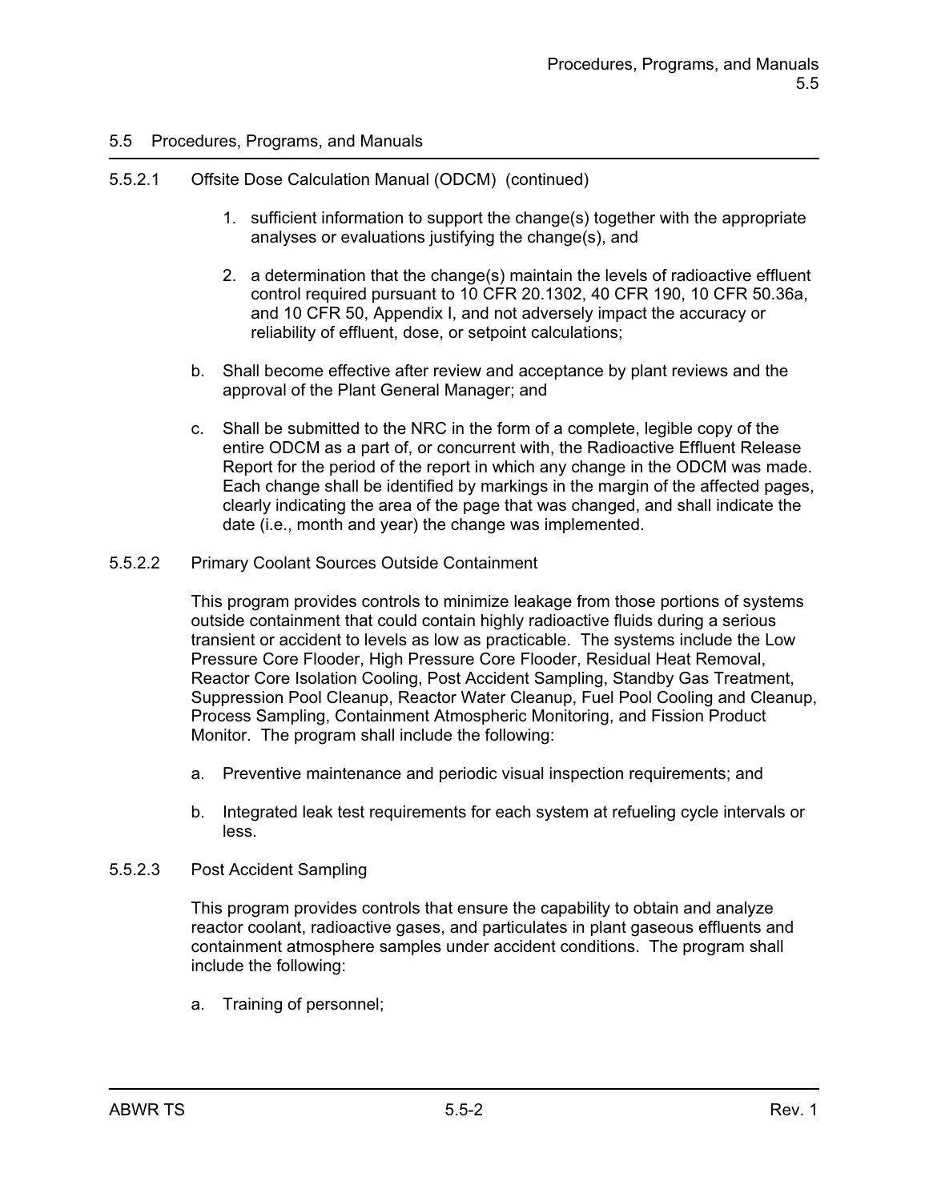## 5.5 Procedures, Programs, and Manuals

### 5.5.2.1 Offsite Dose Calculation Manual (ODCM) (continued)

1. sufficient information to support the change(s) together with the appropriate analyses or evaluations justifying the change(s), and

2. a determination that the change(s) maintain the levels of radioactive effluent control required pursuant to 10 CFR 20.1302, 40 CFR 190, 10 CFR 50.36a, and 10 CFR 50, Appendix I, and not adversely impact the accuracy or reliability of effluent, dose, or setpoint calculations;

b. Shall become effective after review and acceptance by plant reviews and the approval of the Plant General Manager; and

c. Shall be submitted to the NRC in the form of a complete, legible copy of the entire ODCM as a part of, or concurrent with, the Radioactive Effluent Release Report for the period of the report in which any change in the ODCM was made. Each change shall be identified by markings in the margin of the affected pages, clearly indicating the area of the page that was changed, and shall indicate the date (i.e., month and year) the change was implemented.

### 5.5.2.2 Primary Coolant Sources Outside Containment

This program provides controls to minimize leakage from those portions of systems outside containment that could contain highly radioactive fluids during a serious transient or accident to levels as low as practicable. The systems include the Low Pressure Core Flooder, High Pressure Core Flooder, Residual Heat Removal, Reactor Core Isolation Cooling, Post Accident Sampling, Standby Gas Treatment, Suppression Pool Cleanup, Reactor Water Cleanup, Fuel Pool Cooling and Cleanup, Process Sampling, Containment Atmospheric Monitoring, and Fission Product Monitor. The program shall include the following:

a. Preventive maintenance and periodic visual inspection requirements; and

b. Integrated leak test requirements for each system at refueling cycle intervals or less.

### 5.5.2.3 Post Accident Sampling

This program provides controls that ensure the capability to obtain and analyze reactor coolant, radioactive gases, and particulates in plant gaseous effluents and containment atmosphere samples under accident conditions. The program shall include the following:

a. Training of personnel;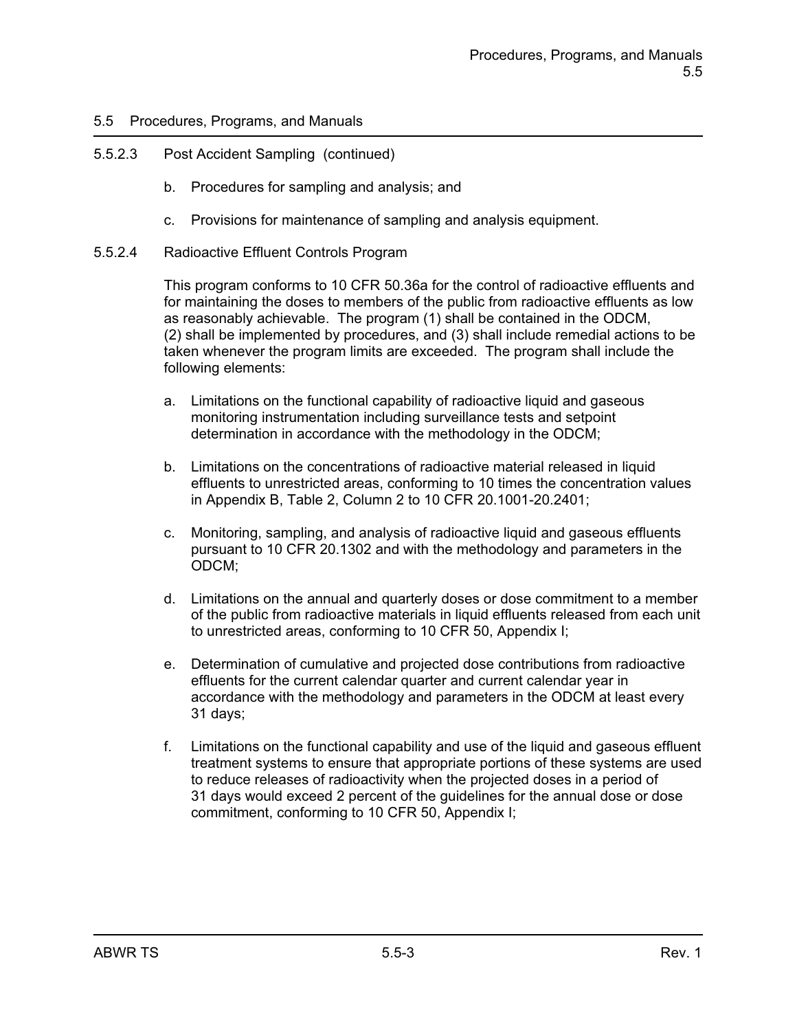## 5.5 Procedures, Programs, and Manuals

### 5.5.2.3 Post Accident Sampling (continued)

b. Procedures for sampling and analysis; and

c. Provisions for maintenance of sampling and analysis equipment.

### 5.5.2.4 Radioactive Effluent Controls Program

This program conforms to 10 CFR 50.36a for the control of radioactive effluents and for maintaining the doses to members of the public from radioactive effluents as low as reasonably achievable. The program (1) shall be contained in the ODCM, (2) shall be implemented by procedures, and (3) shall include remedial actions to be taken whenever the program limits are exceeded. The program shall include the following elements:

a. Limitations on the functional capability of radioactive liquid and gaseous monitoring instrumentation including surveillance tests and setpoint determination in accordance with the methodology in the ODCM;

b. Limitations on the concentrations of radioactive material released in liquid effluents to unrestricted areas, conforming to 10 times the concentration values in Appendix B, Table 2, Column 2 to 10 CFR 20.1001-20.2401;

c. Monitoring, sampling, and analysis of radioactive liquid and gaseous effluents pursuant to 10 CFR 20.1302 and with the methodology and parameters in the ODCM;

d. Limitations on the annual and quarterly doses or dose commitment to a member of the public from radioactive materials in liquid effluents released from each unit to unrestricted areas, conforming to 10 CFR 50, Appendix I;

e. Determination of cumulative and projected dose contributions from radioactive effluents for the current calendar quarter and current calendar year in accordance with the methodology and parameters in the ODCM at least every 31 days;

f. Limitations on the functional capability and use of the liquid and gaseous effluent treatment systems to ensure that appropriate portions of these systems are used to reduce releases of radioactivity when the projected doses in a period of 31 days would exceed 2 percent of the guidelines for the annual dose or dose commitment, conforming to 10 CFR 50, Appendix I;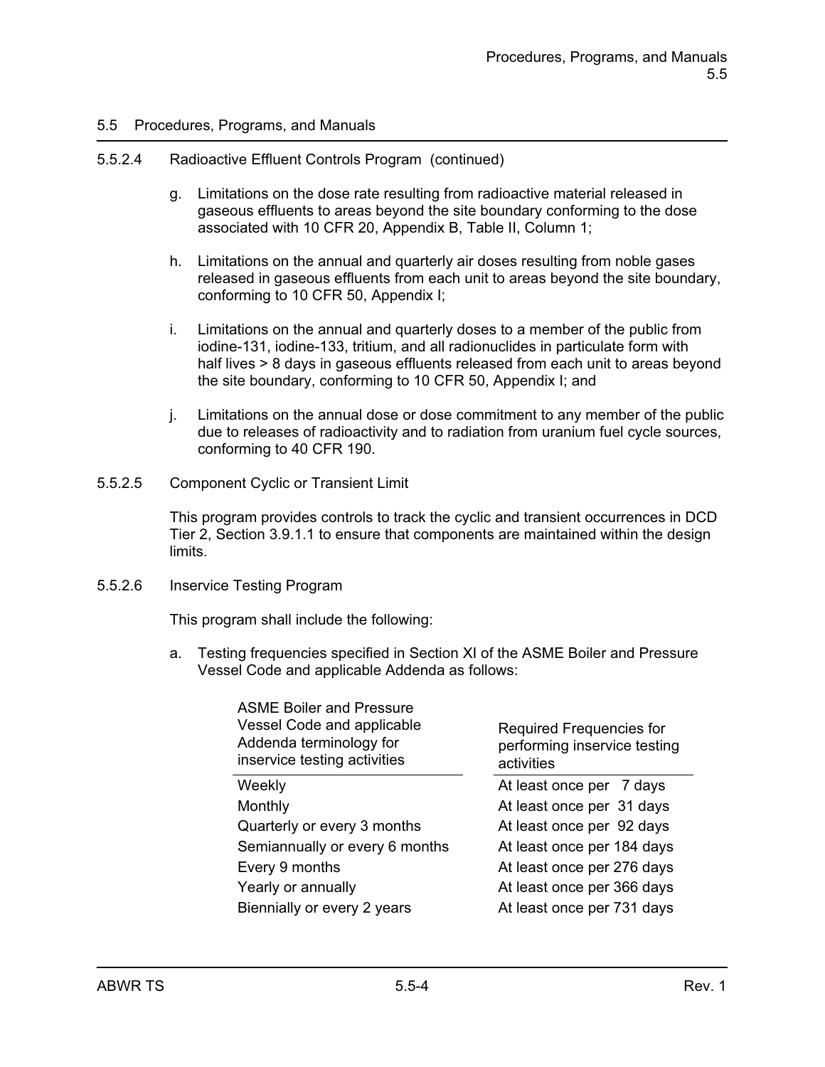## 5.5 Procedures, Programs, and Manuals

### 5.5.2.4 Radioactive Effluent Controls Program (continued)

g. Limitations on the dose rate resulting from radioactive material released in gaseous effluents to areas beyond the site boundary conforming to the dose associated with 10 CFR 20, Appendix B, Table II, Column 1;

h. Limitations on the annual and quarterly air doses resulting from noble gases released in gaseous effluents from each unit to areas beyond the site boundary, conforming to 10 CFR 50, Appendix I;

i. Limitations on the annual and quarterly doses to a member of the public from iodine-131, iodine-133, tritium, and all radionuclides in particulate form with half lives > 8 days in gaseous effluents released from each unit to areas beyond the site boundary, conforming to 10 CFR 50, Appendix I; and

j. Limitations on the annual dose or dose commitment to any member of the public due to releases of radioactivity and to radiation from uranium fuel cycle sources, conforming to 40 CFR 190.

### 5.5.2.5 Component Cyclic or Transient Limit

This program provides controls to track the cyclic and transient occurrences in DCD Tier 2, Section 3.9.1.1 to ensure that components are maintained within the design limits.

### 5.5.2.6 Inservice Testing Program

This program shall include the following:

a. Testing frequencies specified in Section XI of the ASME Boiler and Pressure Vessel Code and applicable Addenda as follows:

| ASME Boiler and Pressure Vessel Code and applicable Addenda terminology for inservice testing activities | Required Frequencies for performing inservice testing activities |
|---|---|
| Weekly | At least once per 7 days |
| Monthly | At least once per 31 days |
| Quarterly or every 3 months | At least once per 92 days |
| Semiannually or every 6 months | At least once per 184 days |
| Every 9 months | At least once per 276 days |
| Yearly or annually | At least once per 366 days |
| Biennially or every 2 years | At least once per 731 days |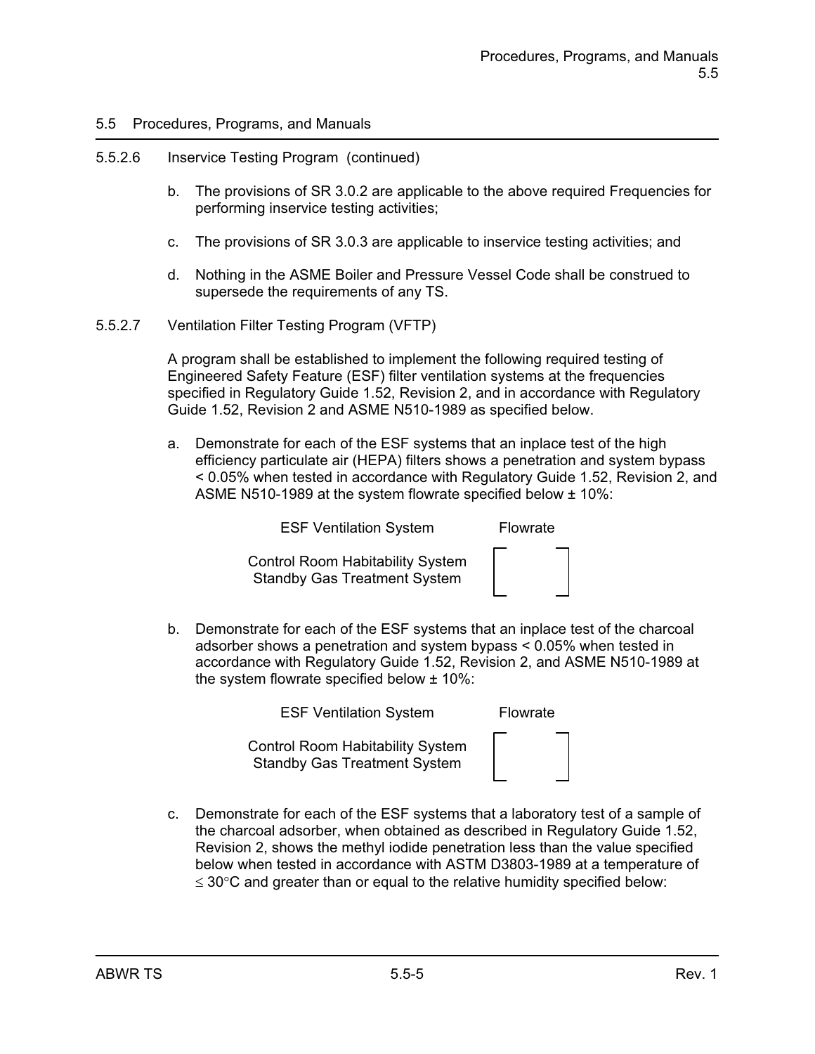5.5 Procedures, Programs, and Manuals

5.5.2.6 Inservice Testing Program (continued)

b. The provisions of SR 3.0.2 are applicable to the above required Frequencies for performing inservice testing activities;

c. The provisions of SR 3.0.3 are applicable to inservice testing activities; and

d. Nothing in the ASME Boiler and Pressure Vessel Code shall be construed to supersede the requirements of any TS.

5.5.2.7 Ventilation Filter Testing Program (VFTP)

A program shall be established to implement the following required testing of Engineered Safety Feature (ESF) filter ventilation systems at the frequencies specified in Regulatory Guide 1.52, Revision 2, and in accordance with Regulatory Guide 1.52, Revision 2 and ASME N510-1989 as specified below.

a. Demonstrate for each of the ESF systems that an inplace test of the high efficiency particulate air (HEPA) filters shows a penetration and system bypass < 0.05% when tested in accordance with Regulatory Guide 1.52, Revision 2, and ASME N510-1989 at the system flowrate specified below ± 10%:

| ESF Ventilation System | Flowrate |
|---|---|
| Control Room Habitability System | [ ] |
| Standby Gas Treatment System | |

b. Demonstrate for each of the ESF systems that an inplace test of the charcoal adsorber shows a penetration and system bypass < 0.05% when tested in accordance with Regulatory Guide 1.52, Revision 2, and ASME N510-1989 at the system flowrate specified below ± 10%:

| ESF Ventilation System | Flowrate |
|---|---|
| Control Room Habitability System | [ ] |
| Standby Gas Treatment System | |

c. Demonstrate for each of the ESF systems that a laboratory test of a sample of the charcoal adsorber, when obtained as described in Regulatory Guide 1.52, Revision 2, shows the methyl iodide penetration less than the value specified below when tested in accordance with ASTM D3803-1989 at a temperature of $\leq 30°C$ and greater than or equal to the relative humidity specified below: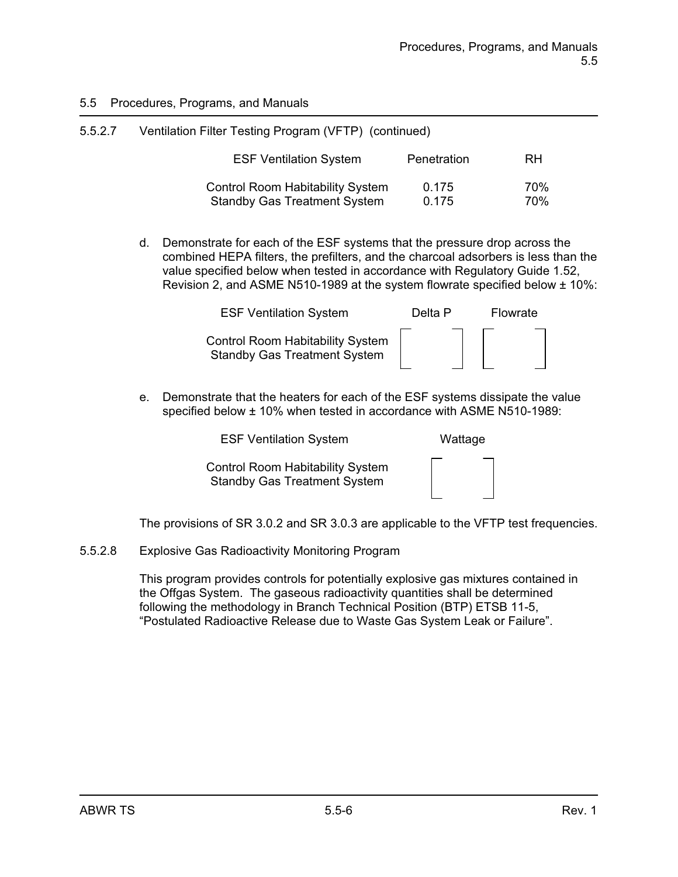## 5.5 Procedures, Programs, and Manuals

5.5.2.7 Ventilation Filter Testing Program (VFTP) (continued)

| ESF Ventilation System | Penetration | RH |
|---|---|---|
| Control Room Habitability System | 0.175 | 70% |
| Standby Gas Treatment System | 0.175 | 70% |

d. Demonstrate for each of the ESF systems that the pressure drop across the combined HEPA filters, the prefilters, and the charcoal adsorbers is less than the value specified below when tested in accordance with Regulatory Guide 1.52, Revision 2, and ASME N510-1989 at the system flowrate specified below ± 10%:

| ESF Ventilation System | Delta P | Flowrate |
|---|---|---|
| Control Room Habitability System | [ ] | [ ] |
| Standby Gas Treatment System | | |

e. Demonstrate that the heaters for each of the ESF systems dissipate the value specified below ± 10% when tested in accordance with ASME N510-1989:

| ESF Ventilation System | Wattage |
|---|---|
| Control Room Habitability System | [ ] |
| Standby Gas Treatment System | |

The provisions of SR 3.0.2 and SR 3.0.3 are applicable to the VFTP test frequencies.

5.5.2.8 Explosive Gas Radioactivity Monitoring Program

This program provides controls for potentially explosive gas mixtures contained in the Offgas System. The gaseous radioactivity quantities shall be determined following the methodology in Branch Technical Position (BTP) ETSB 11-5, "Postulated Radioactive Release due to Waste Gas System Leak or Failure".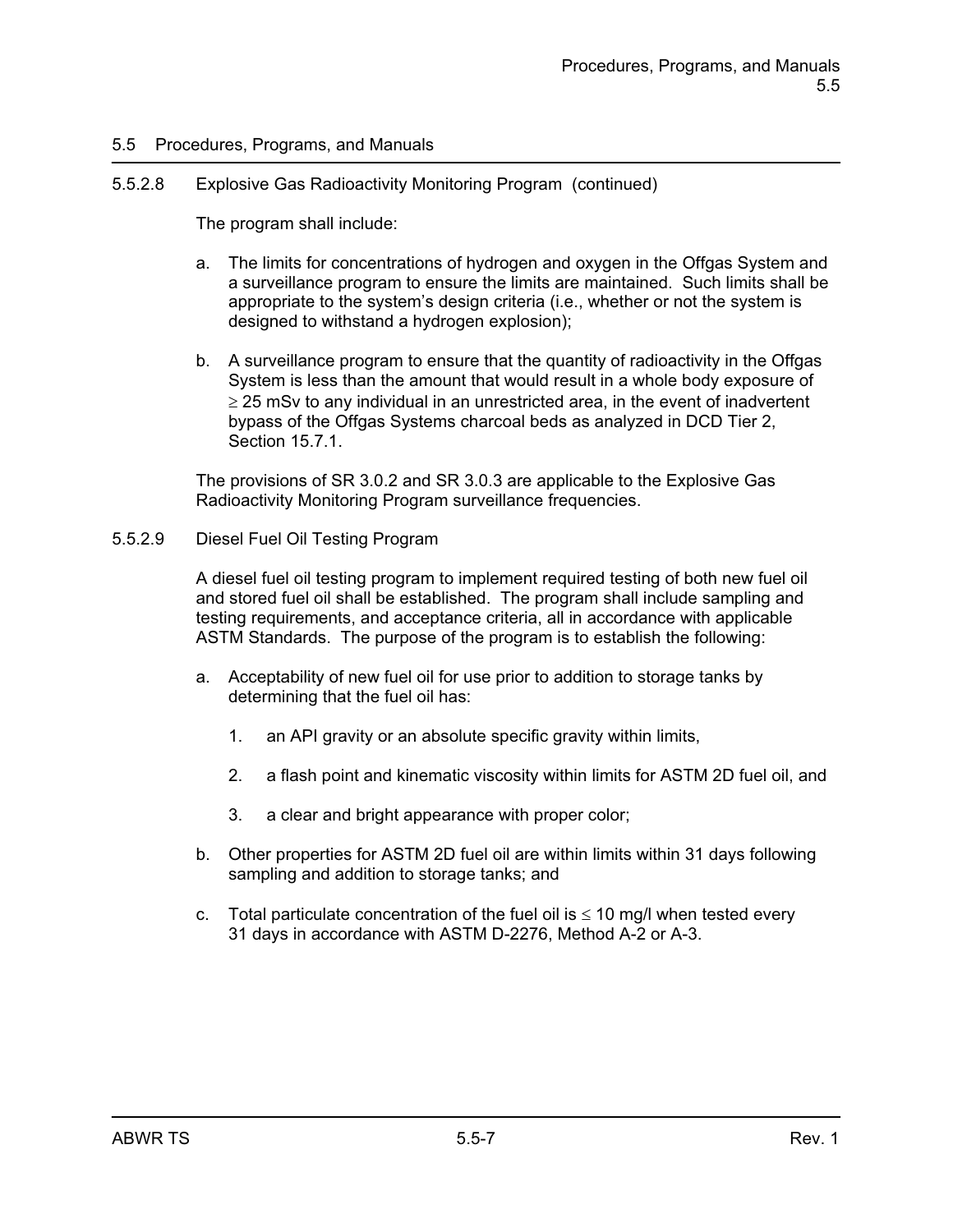## 5.5 Procedures, Programs, and Manuals

### 5.5.2.8 Explosive Gas Radioactivity Monitoring Program (continued)

The program shall include:

a. The limits for concentrations of hydrogen and oxygen in the Offgas System and a surveillance program to ensure the limits are maintained. Such limits shall be appropriate to the system's design criteria (i.e., whether or not the system is designed to withstand a hydrogen explosion);

b. A surveillance program to ensure that the quantity of radioactivity in the Offgas System is less than the amount that would result in a whole body exposure of $\geq$ 25 mSv to any individual in an unrestricted area, in the event of inadvertent bypass of the Offgas Systems charcoal beds as analyzed in DCD Tier 2, Section 15.7.1.

The provisions of SR 3.0.2 and SR 3.0.3 are applicable to the Explosive Gas Radioactivity Monitoring Program surveillance frequencies.

### 5.5.2.9 Diesel Fuel Oil Testing Program

A diesel fuel oil testing program to implement required testing of both new fuel oil and stored fuel oil shall be established. The program shall include sampling and testing requirements, and acceptance criteria, all in accordance with applicable ASTM Standards. The purpose of the program is to establish the following:

a. Acceptability of new fuel oil for use prior to addition to storage tanks by determining that the fuel oil has:

   1. an API gravity or an absolute specific gravity within limits,

   2. a flash point and kinematic viscosity within limits for ASTM 2D fuel oil, and

   3. a clear and bright appearance with proper color;

b. Other properties for ASTM 2D fuel oil are within limits within 31 days following sampling and addition to storage tanks; and

c. Total particulate concentration of the fuel oil is $\leq$ 10 mg/l when tested every 31 days in accordance with ASTM D-2276, Method A-2 or A-3.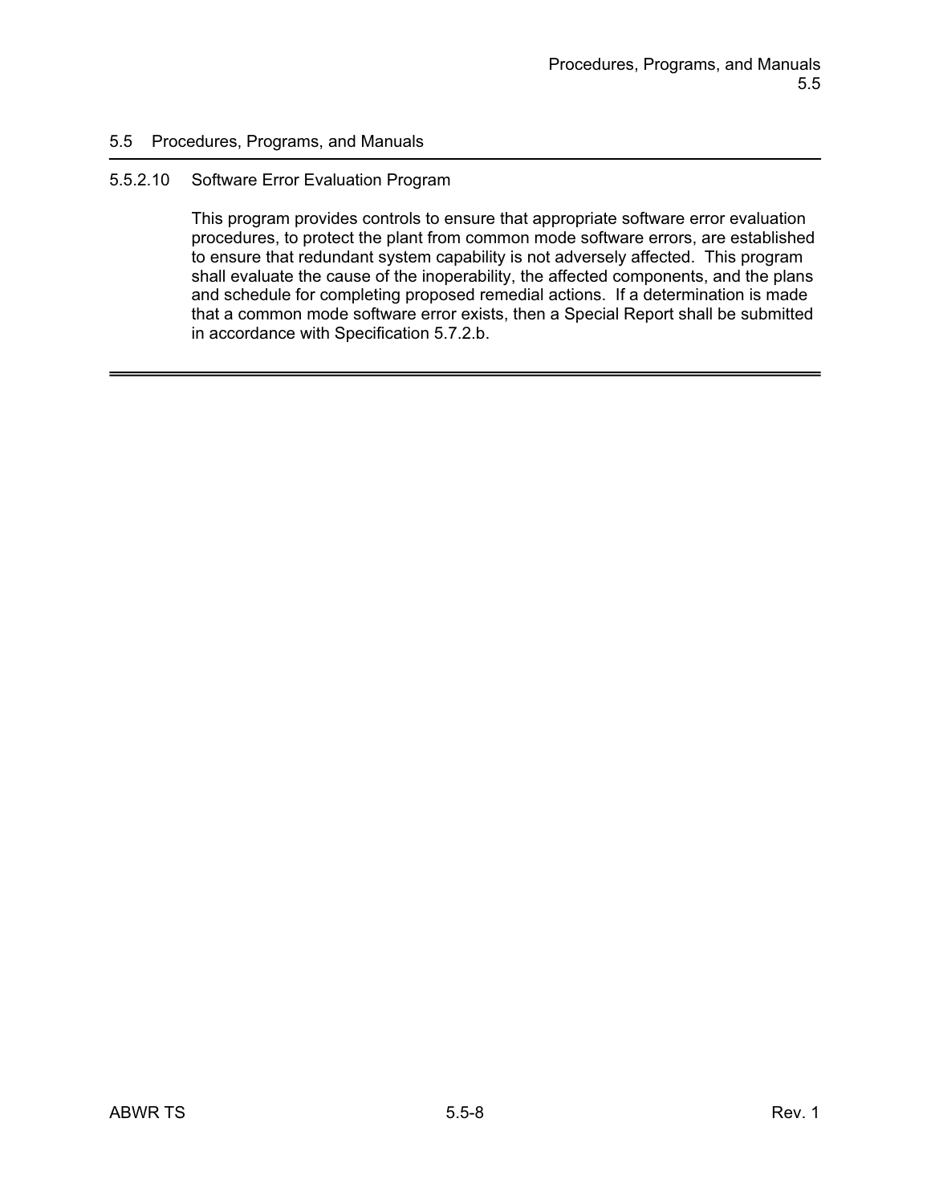## 5.5 Procedures, Programs, and Manuals

### 5.5.2.10 Software Error Evaluation Program

This program provides controls to ensure that appropriate software error evaluation procedures, to protect the plant from common mode software errors, are established to ensure that redundant system capability is not adversely affected. This program shall evaluate the cause of the inoperability, the affected components, and the plans and schedule for completing proposed remedial actions. If a determination is made that a common mode software error exists, then a Special Report shall be submitted in accordance with Specification 5.7.2.b.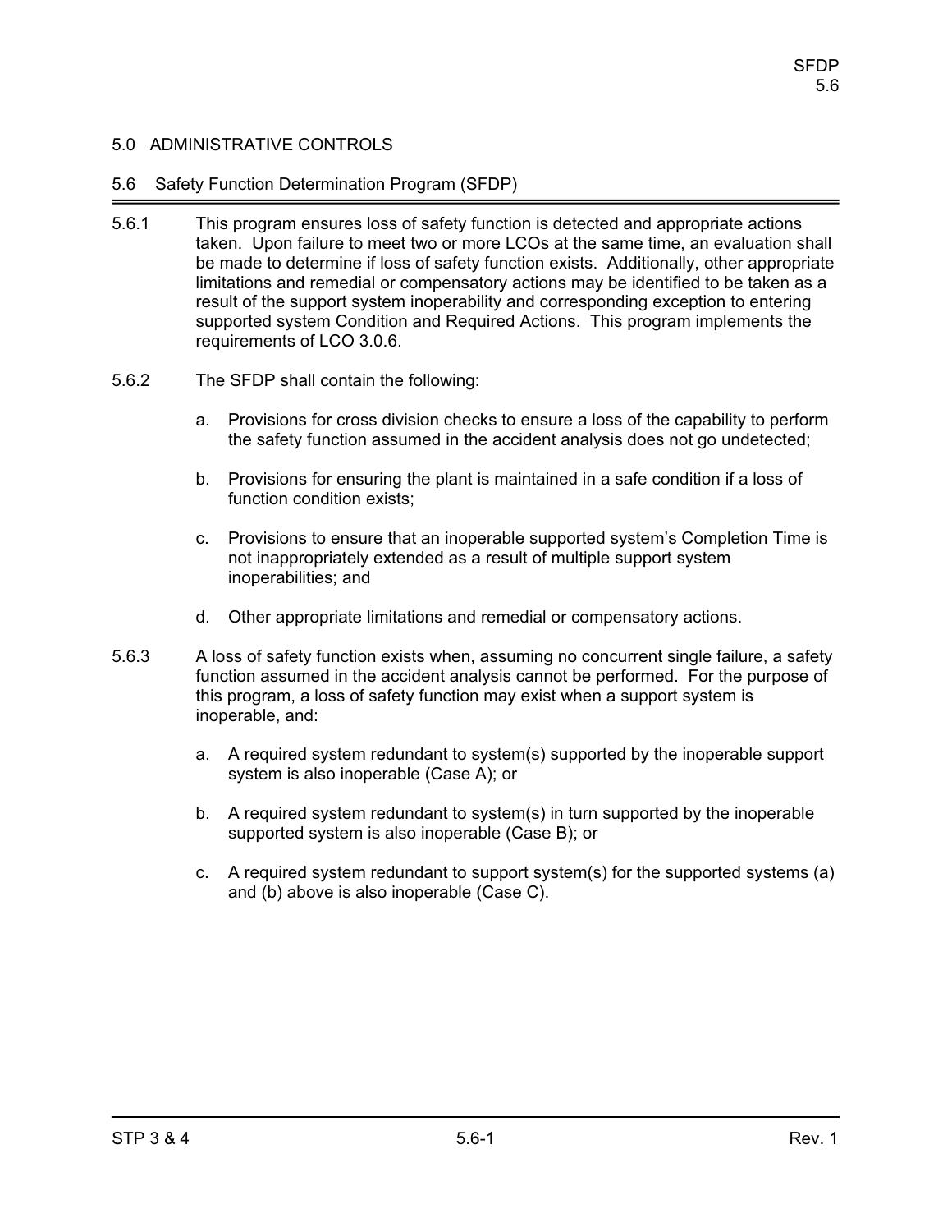## 5.0 ADMINISTRATIVE CONTROLS

### 5.6 Safety Function Determination Program (SFDP)

5.6.1 This program ensures loss of safety function is detected and appropriate actions taken. Upon failure to meet two or more LCOs at the same time, an evaluation shall be made to determine if loss of safety function exists. Additionally, other appropriate limitations and remedial or compensatory actions may be identified to be taken as a result of the support system inoperability and corresponding exception to entering supported system Condition and Required Actions. This program implements the requirements of LCO 3.0.6.

5.6.2 The SFDP shall contain the following:

a. Provisions for cross division checks to ensure a loss of the capability to perform the safety function assumed in the accident analysis does not go undetected;

b. Provisions for ensuring the plant is maintained in a safe condition if a loss of function condition exists;

c. Provisions to ensure that an inoperable supported system's Completion Time is not inappropriately extended as a result of multiple support system inoperabilities; and

d. Other appropriate limitations and remedial or compensatory actions.

5.6.3 A loss of safety function exists when, assuming no concurrent single failure, a safety function assumed in the accident analysis cannot be performed. For the purpose of this program, a loss of safety function may exist when a support system is inoperable, and:

a. A required system redundant to system(s) supported by the inoperable support system is also inoperable (Case A); or

b. A required system redundant to system(s) in turn supported by the inoperable supported system is also inoperable (Case B); or

c. A required system redundant to support system(s) for the supported systems (a) and (b) above is also inoperable (Case C).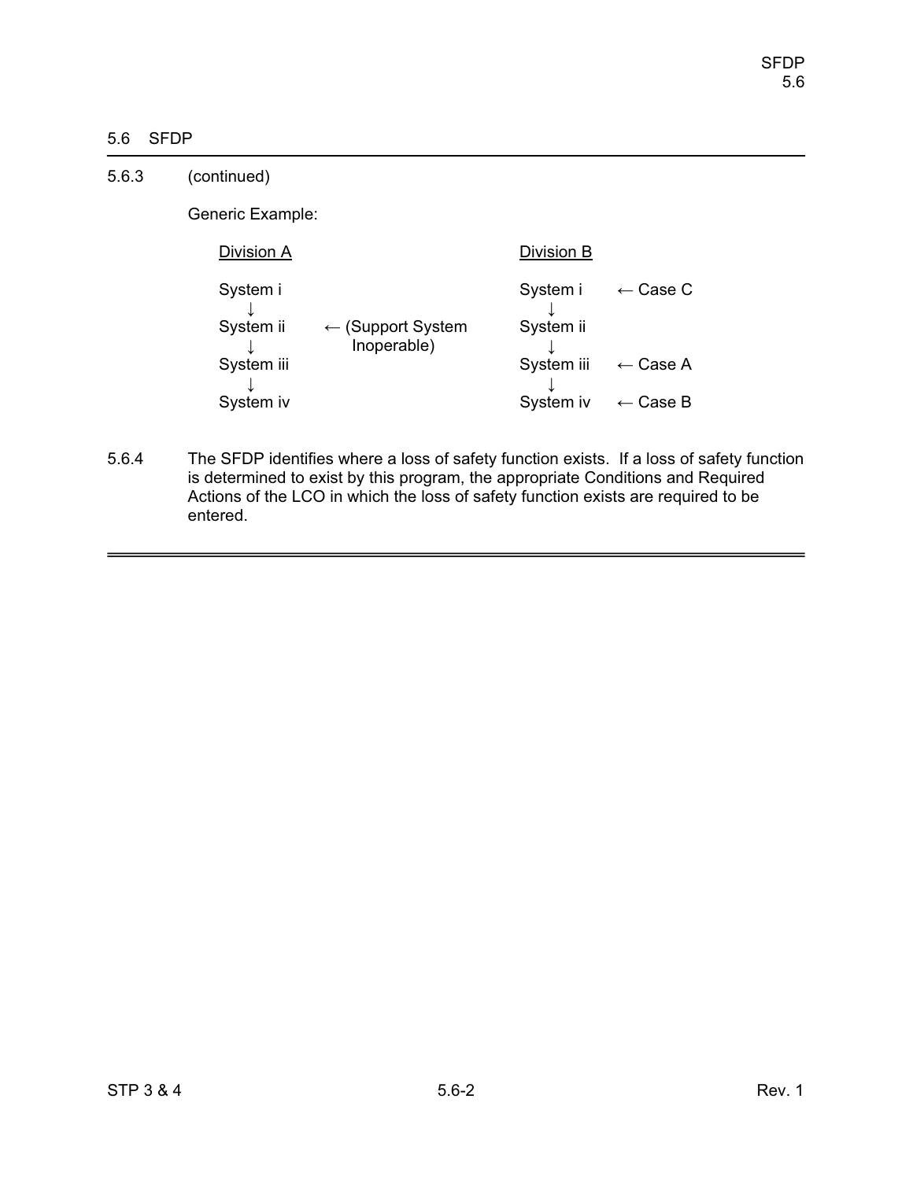## 5.6 SFDP

5.6.3 (continued)

Generic Example:

```
Division A                                   Division B

System i                                     System i     ← Case C
   ↓                                            ↓
System ii     ← (Support System              System ii
   ↓              Inoperable)                   ↓
System iii                                   System iii   ← Case A
   ↓                                            ↓
System iv                                    System iv    ← Case B
```

5.6.4 The SFDP identifies where a loss of safety function exists. If a loss of safety function is determined to exist by this program, the appropriate Conditions and Required Actions of the LCO in which the loss of safety function exists are required to be entered.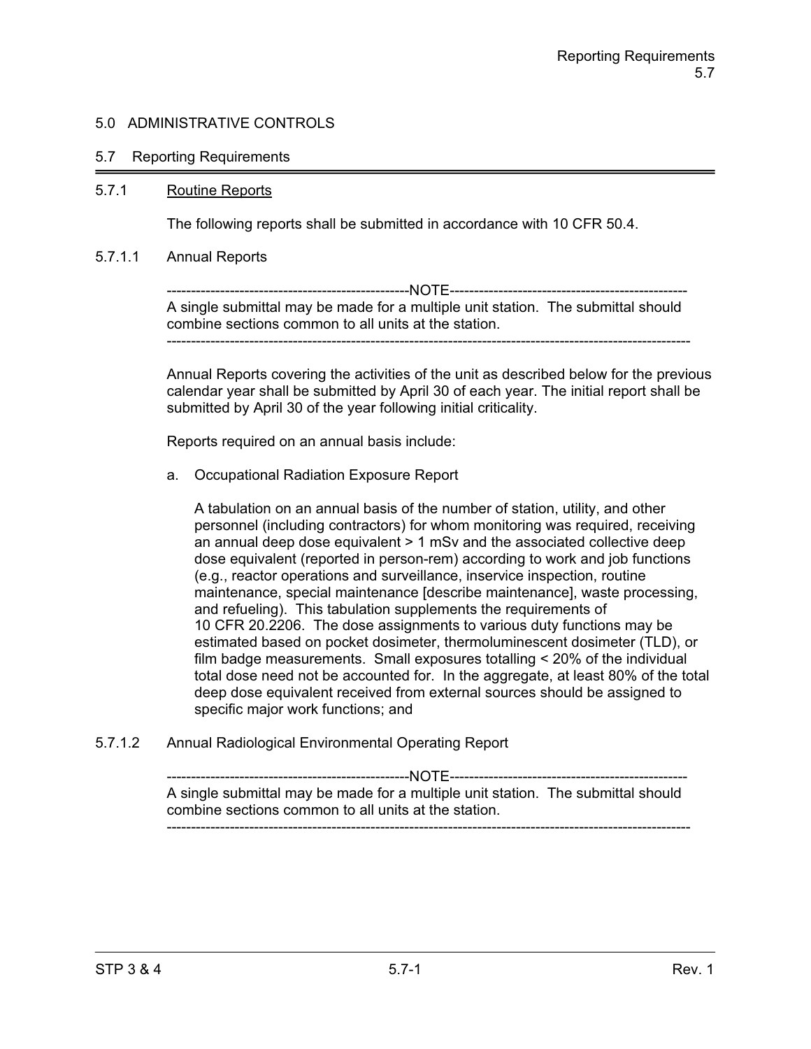# 5.0 ADMINISTRATIVE CONTROLS

## 5.7 Reporting Requirements

### 5.7.1 Routine Reports

The following reports shall be submitted in accordance with 10 CFR 50.4.

#### 5.7.1.1 Annual Reports

--------------------------------------------------NOTE--------------------------------------------------
A single submittal may be made for a multiple unit station. The submittal should combine sections common to all units at the station.
-----------------------------------------------------------------------------------------------------------

Annual Reports covering the activities of the unit as described below for the previous calendar year shall be submitted by April 30 of each year. The initial report shall be submitted by April 30 of the year following initial criticality.

Reports required on an annual basis include:

a. Occupational Radiation Exposure Report

   A tabulation on an annual basis of the number of station, utility, and other personnel (including contractors) for whom monitoring was required, receiving an annual deep dose equivalent > 1 mSv and the associated collective deep dose equivalent (reported in person-rem) according to work and job functions (e.g., reactor operations and surveillance, inservice inspection, routine maintenance, special maintenance [describe maintenance], waste processing, and refueling). This tabulation supplements the requirements of 10 CFR 20.2206. The dose assignments to various duty functions may be estimated based on pocket dosimeter, thermoluminescent dosimeter (TLD), or film badge measurements. Small exposures totalling < 20% of the individual total dose need not be accounted for. In the aggregate, at least 80% of the total deep dose equivalent received from external sources should be assigned to specific major work functions; and

#### 5.7.1.2 Annual Radiological Environmental Operating Report

--------------------------------------------------NOTE--------------------------------------------------
A single submittal may be made for a multiple unit station. The submittal should combine sections common to all units at the station.
-----------------------------------------------------------------------------------------------------------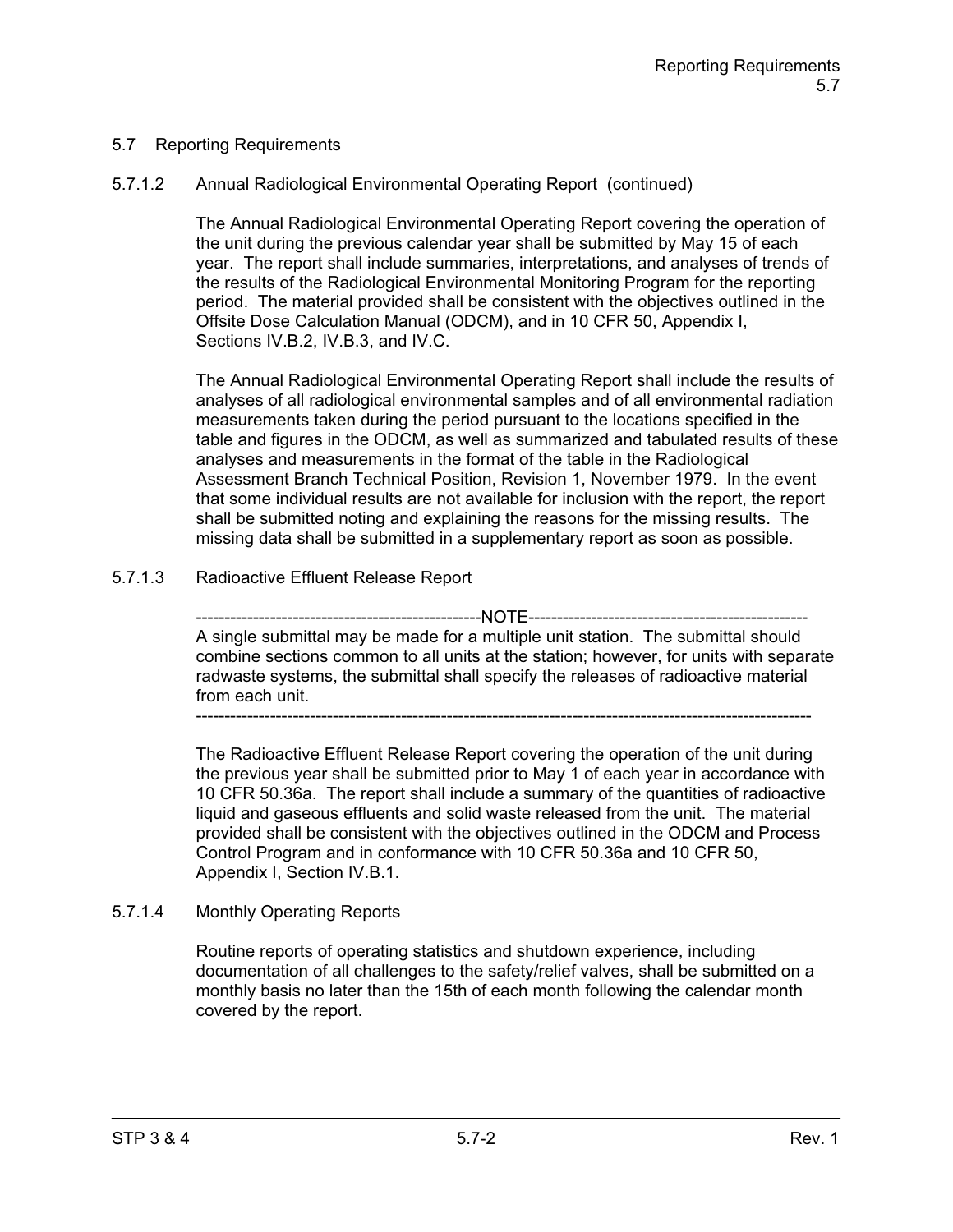## 5.7 Reporting Requirements

### 5.7.1.2 Annual Radiological Environmental Operating Report (continued)

The Annual Radiological Environmental Operating Report covering the operation of the unit during the previous calendar year shall be submitted by May 15 of each year. The report shall include summaries, interpretations, and analyses of trends of the results of the Radiological Environmental Monitoring Program for the reporting period. The material provided shall be consistent with the objectives outlined in the Offsite Dose Calculation Manual (ODCM), and in 10 CFR 50, Appendix I, Sections IV.B.2, IV.B.3, and IV.C.

The Annual Radiological Environmental Operating Report shall include the results of analyses of all radiological environmental samples and of all environmental radiation measurements taken during the period pursuant to the locations specified in the table and figures in the ODCM, as well as summarized and tabulated results of these analyses and measurements in the format of the table in the Radiological Assessment Branch Technical Position, Revision 1, November 1979. In the event that some individual results are not available for inclusion with the report, the report shall be submitted noting and explaining the reasons for the missing results. The missing data shall be submitted in a supplementary report as soon as possible.

### 5.7.1.3 Radioactive Effluent Release Report

-------------------------------------------------NOTE-------------------------------------------------

A single submittal may be made for a multiple unit station. The submittal should combine sections common to all units at the station; however, for units with separate radwaste systems, the submittal shall specify the releases of radioactive material from each unit.

-------------------------------------------------------------------------------------------------------------

The Radioactive Effluent Release Report covering the operation of the unit during the previous year shall be submitted prior to May 1 of each year in accordance with 10 CFR 50.36a. The report shall include a summary of the quantities of radioactive liquid and gaseous effluents and solid waste released from the unit. The material provided shall be consistent with the objectives outlined in the ODCM and Process Control Program and in conformance with 10 CFR 50.36a and 10 CFR 50, Appendix I, Section IV.B.1.

### 5.7.1.4 Monthly Operating Reports

Routine reports of operating statistics and shutdown experience, including documentation of all challenges to the safety/relief valves, shall be submitted on a monthly basis no later than the 15th of each month following the calendar month covered by the report.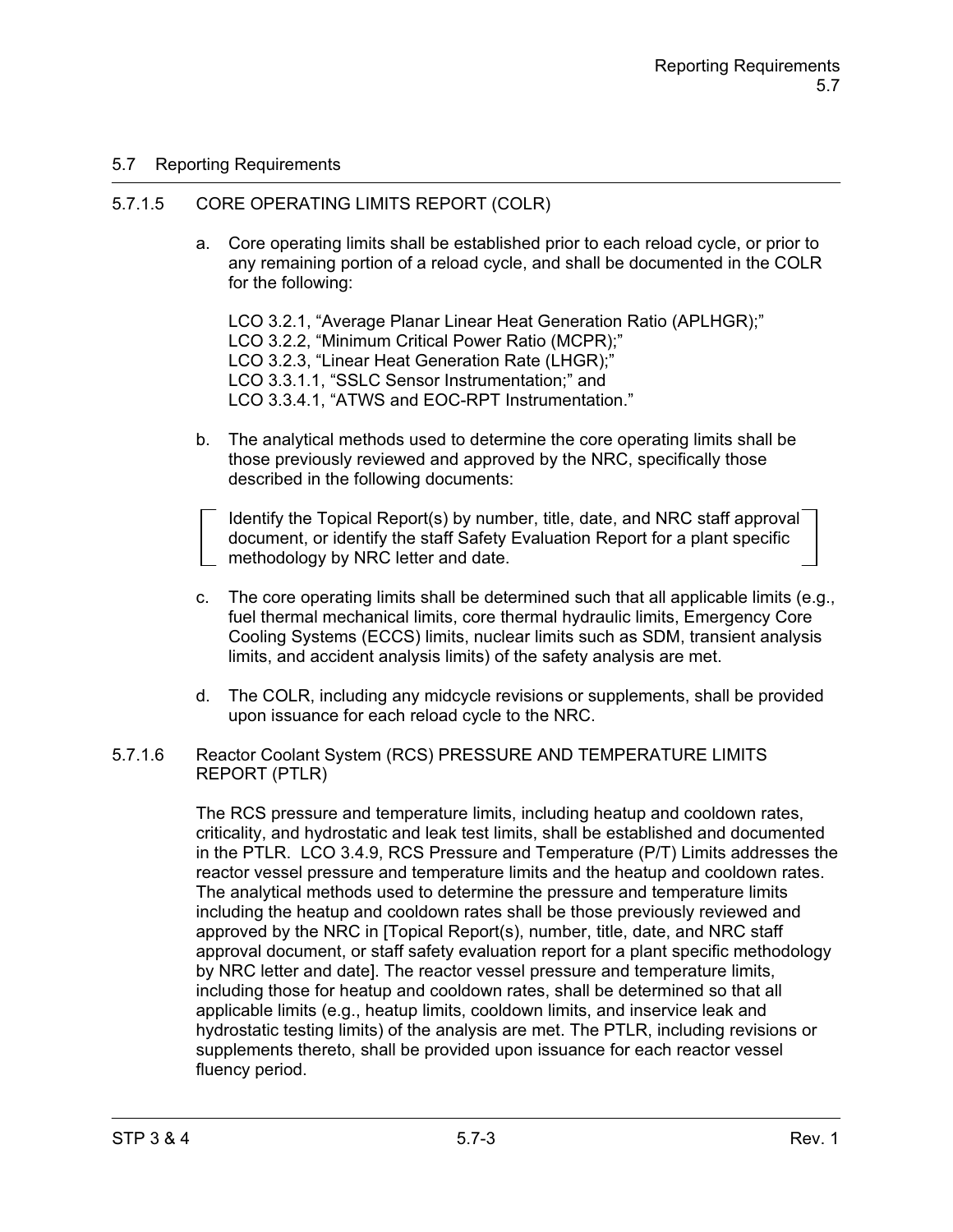## 5.7 Reporting Requirements

### 5.7.1.5 CORE OPERATING LIMITS REPORT (COLR)

a. Core operating limits shall be established prior to each reload cycle, or prior to any remaining portion of a reload cycle, and shall be documented in the COLR for the following:

   LCO 3.2.1, "Average Planar Linear Heat Generation Ratio (APLHGR);"
   LCO 3.2.2, "Minimum Critical Power Ratio (MCPR);"
   LCO 3.2.3, "Linear Heat Generation Rate (LHGR);"
   LCO 3.3.1.1, "SSLC Sensor Instrumentation;" and
   LCO 3.3.4.1, "ATWS and EOC-RPT Instrumentation."

b. The analytical methods used to determine the core operating limits shall be those previously reviewed and approved by the NRC, specifically those described in the following documents:

   [Identify the Topical Report(s) by number, title, date, and NRC staff approval document, or identify the staff Safety Evaluation Report for a plant specific methodology by NRC letter and date.]

c. The core operating limits shall be determined such that all applicable limits (e.g., fuel thermal mechanical limits, core thermal hydraulic limits, Emergency Core Cooling Systems (ECCS) limits, nuclear limits such as SDM, transient analysis limits, and accident analysis limits) of the safety analysis are met.

d. The COLR, including any midcycle revisions or supplements, shall be provided upon issuance for each reload cycle to the NRC.

### 5.7.1.6 Reactor Coolant System (RCS) PRESSURE AND TEMPERATURE LIMITS REPORT (PTLR)

The RCS pressure and temperature limits, including heatup and cooldown rates, criticality, and hydrostatic and leak test limits, shall be established and documented in the PTLR. LCO 3.4.9, RCS Pressure and Temperature (P/T) Limits addresses the reactor vessel pressure and temperature limits and the heatup and cooldown rates. The analytical methods used to determine the pressure and temperature limits including the heatup and cooldown rates shall be those previously reviewed and approved by the NRC in [Topical Report(s), number, title, date, and NRC staff approval document, or staff safety evaluation report for a plant specific methodology by NRC letter and date]. The reactor vessel pressure and temperature limits, including those for heatup and cooldown rates, shall be determined so that all applicable limits (e.g., heatup limits, cooldown limits, and inservice leak and hydrostatic testing limits) of the analysis are met. The PTLR, including revisions or supplements thereto, shall be provided upon issuance for each reactor vessel fluency period.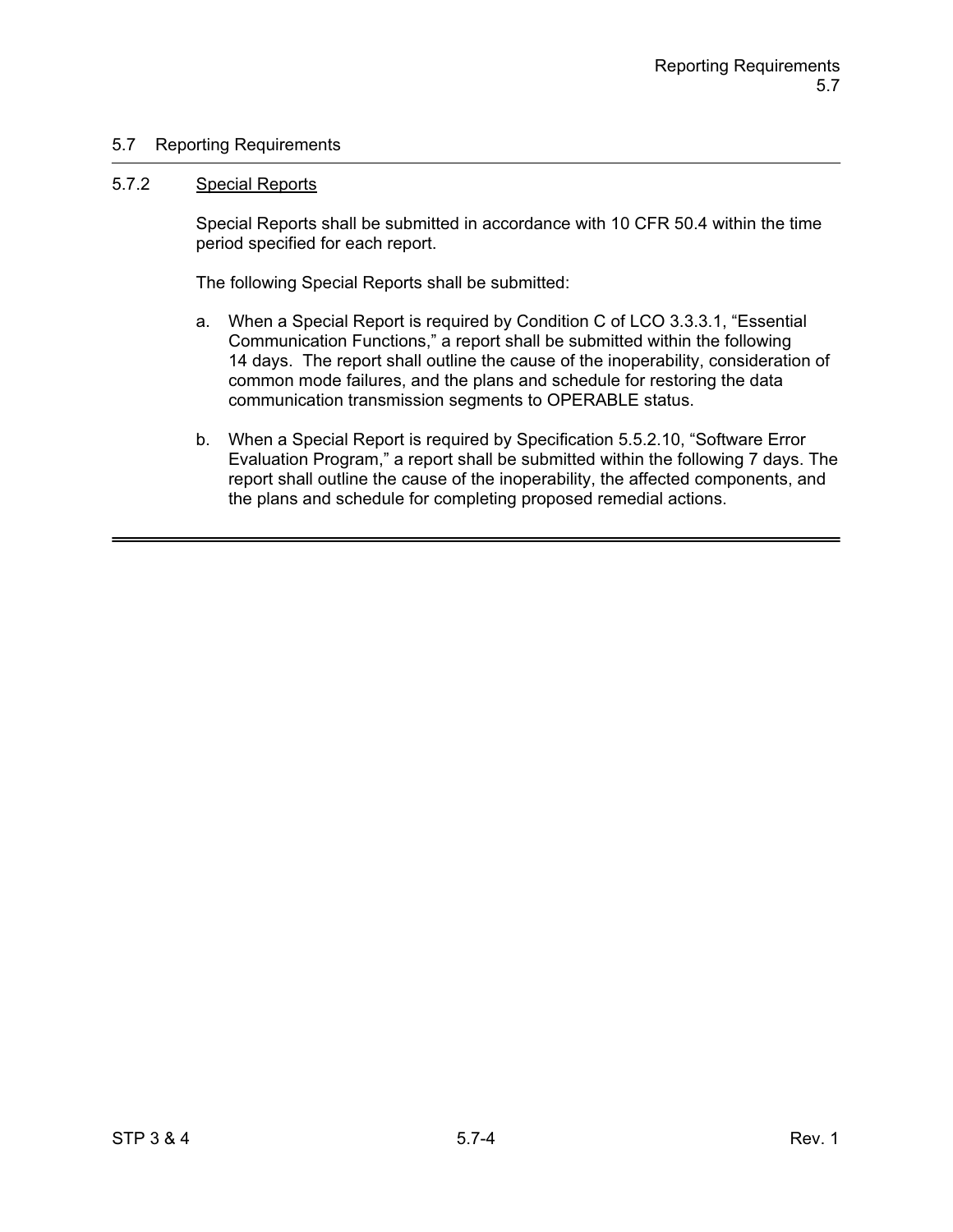## 5.7 Reporting Requirements

### 5.7.2 Special Reports

Special Reports shall be submitted in accordance with 10 CFR 50.4 within the time period specified for each report.

The following Special Reports shall be submitted:

a. When a Special Report is required by Condition C of LCO 3.3.3.1, "Essential Communication Functions," a report shall be submitted within the following 14 days. The report shall outline the cause of the inoperability, consideration of common mode failures, and the plans and schedule for restoring the data communication transmission segments to OPERABLE status.

b. When a Special Report is required by Specification 5.5.2.10, "Software Error Evaluation Program," a report shall be submitted within the following 7 days. The report shall outline the cause of the inoperability, the affected components, and the plans and schedule for completing proposed remedial actions.